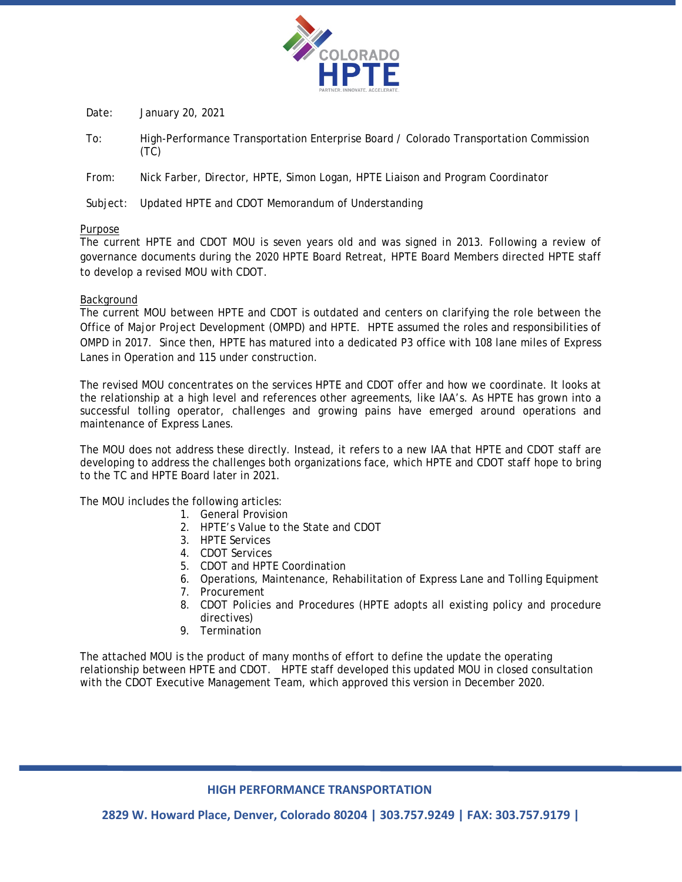Date: January 20, 2021

To: High-Performance Transportation Enterprise Board / Colorado Transportation Commission (TC)

From: Nick Farber, Director, HPTE, Simon Logan, HPTE Liaison and Program Coordinator

Subject: Updated HPTE and CDOT Memorandum of Understanding

## Purpose

The current HPTE and CDOT MOU is seven years old and was signed in 2013. Following a review of governance documents during the 2020 HPTE Board Retreat, HPTE Board Members directed HPTE staff to develop a revised MOU with CDOT.

## Background

The current MOU between HPTE and CDOT is outdated and centers on clarifying the role between the Office of Major Project Development (OMPD) and HPTE. HPTE assumed the roles and responsibilities of OMPD in 2017. Since then, HPTE has matured into a dedicated P3 office with 108 lane miles of Express Lanes in Operation and 115 under construction.

The revised MOU concentrates on the services HPTE and CDOT offer and how we coordinate. It looks at the relationship at a high level and references other agreements, like IAA's. As HPTE has grown into a successful tolling operator, challenges and growing pains have emerged around operations and maintenance of Express Lanes.

The MOU does not address these directly. Instead, it refers to a new IAA that HPTE and CDOT staff are developing to address the challenges both organizations face, which HPTE and CDOT staff hope to bring to the TC and HPTE Board later in 2021.

The MOU includes the following articles:

1. General Provision
2. HPTE's Value to the State and CDOT
3. HPTE Services
4. CDOT Services
5. CDOT and HPTE Coordination
6. Operations, Maintenance, Rehabilitation of Express Lane and Tolling Equipment
7. Procurement
8. CDOT Policies and Procedures (HPTE adopts all existing policy and procedure directives)
9. Termination

The attached MOU is the product of many months of effort to define the update the operating relationship between HPTE and CDOT. HPTE staff developed this updated MOU in closed consultation with the CDOT Executive Management Team, which approved this version in December 2020.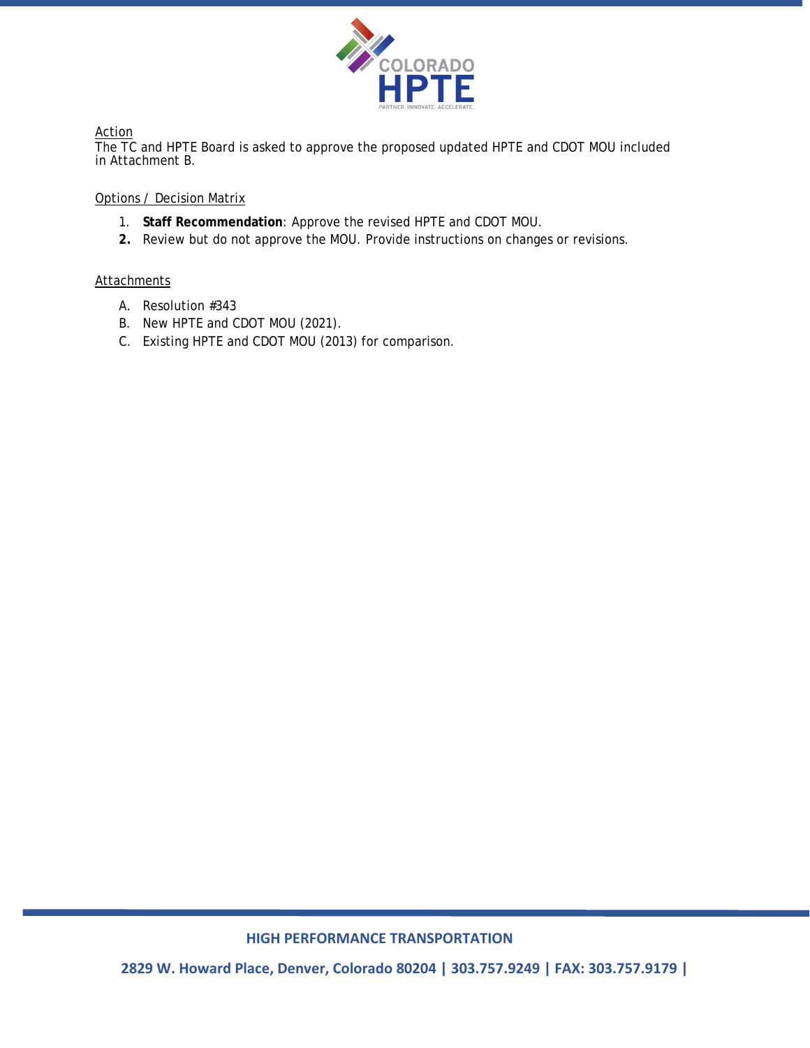Action
The TC and HPTE Board is asked to approve the proposed updated HPTE and CDOT MOU included in Attachment B.

Options / Decision Matrix

1. **Staff Recommendation**: Approve the revised HPTE and CDOT MOU.
2. Review but do not approve the MOU. Provide instructions on changes or revisions.

Attachments

A. Resolution #343
B. New HPTE and CDOT MOU (2021).
C. Existing HPTE and CDOT MOU (2013) for comparison.